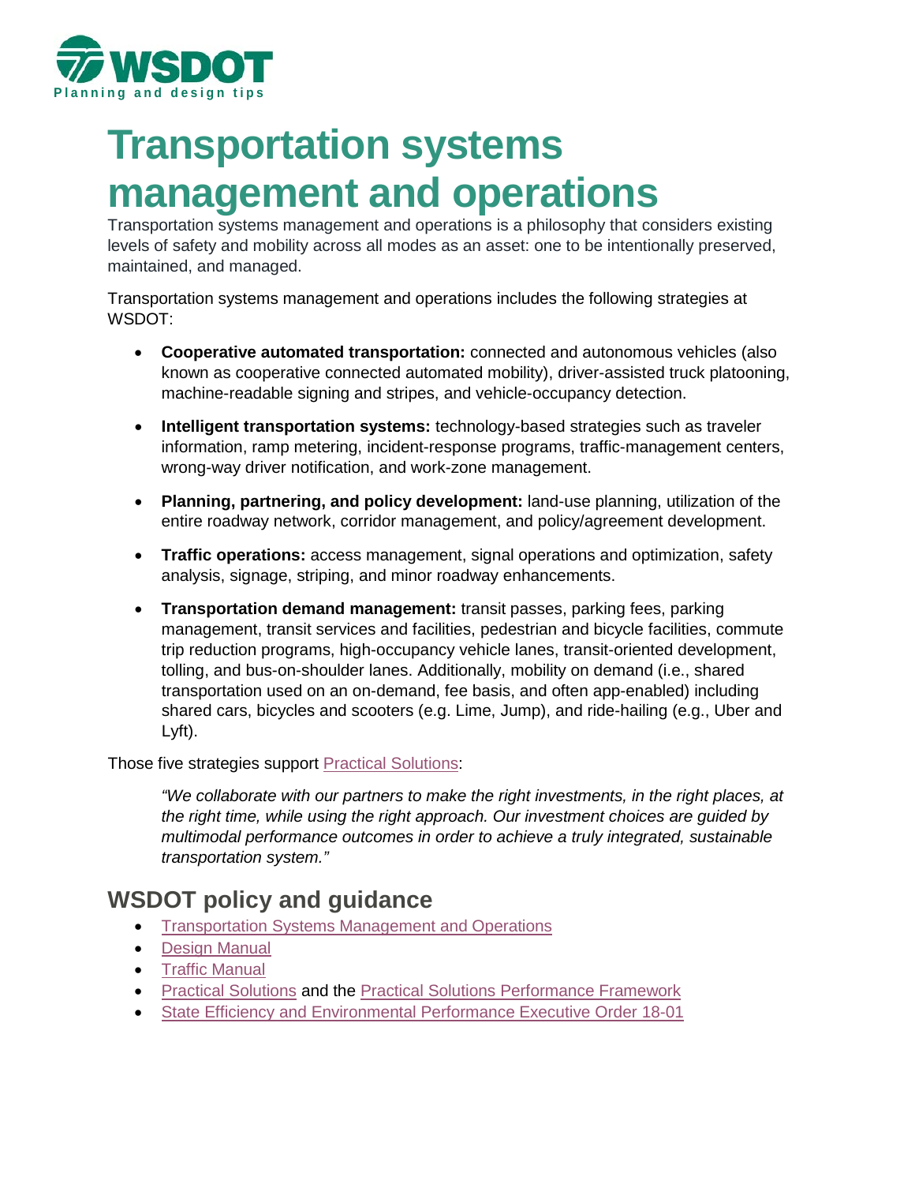WSDOT

Planning and design tips

# Transportation systems management and operations

Transportation systems management and operations is a philosophy that considers existing levels of safety and mobility across all modes as an asset: one to be intentionally preserved, maintained, and managed.

Transportation systems management and operations includes the following strategies at WSDOT:

- **Cooperative automated transportation:** connected and autonomous vehicles (also known as cooperative connected automated mobility), driver-assisted truck platooning, machine-readable signing and stripes, and vehicle-occupancy detection.
- **Intelligent transportation systems:** technology-based strategies such as traveler information, ramp metering, incident-response programs, traffic-management centers, wrong-way driver notification, and work-zone management.
- **Planning, partnering, and policy development:** land-use planning, utilization of the entire roadway network, corridor management, and policy/agreement development.
- **Traffic operations:** access management, signal operations and optimization, safety analysis, signage, striping, and minor roadway enhancements.
- **Transportation demand management:** transit passes, parking fees, parking management, transit services and facilities, pedestrian and bicycle facilities, commute trip reduction programs, high-occupancy vehicle lanes, transit-oriented development, tolling, and bus-on-shoulder lanes. Additionally, mobility on demand (i.e., shared transportation used on an on-demand, fee basis, and often app-enabled) including shared cars, bicycles and scooters (e.g. Lime, Jump), and ride-hailing (e.g., Uber and Lyft).

Those five strategies support Practical Solutions:

> *"We collaborate with our partners to make the right investments, in the right places, at the right time, while using the right approach. Our investment choices are guided by multimodal performance outcomes in order to achieve a truly integrated, sustainable transportation system."*

## WSDOT policy and guidance

- Transportation Systems Management and Operations
- Design Manual
- Traffic Manual
- Practical Solutions and the Practical Solutions Performance Framework
- State Efficiency and Environmental Performance Executive Order 18-01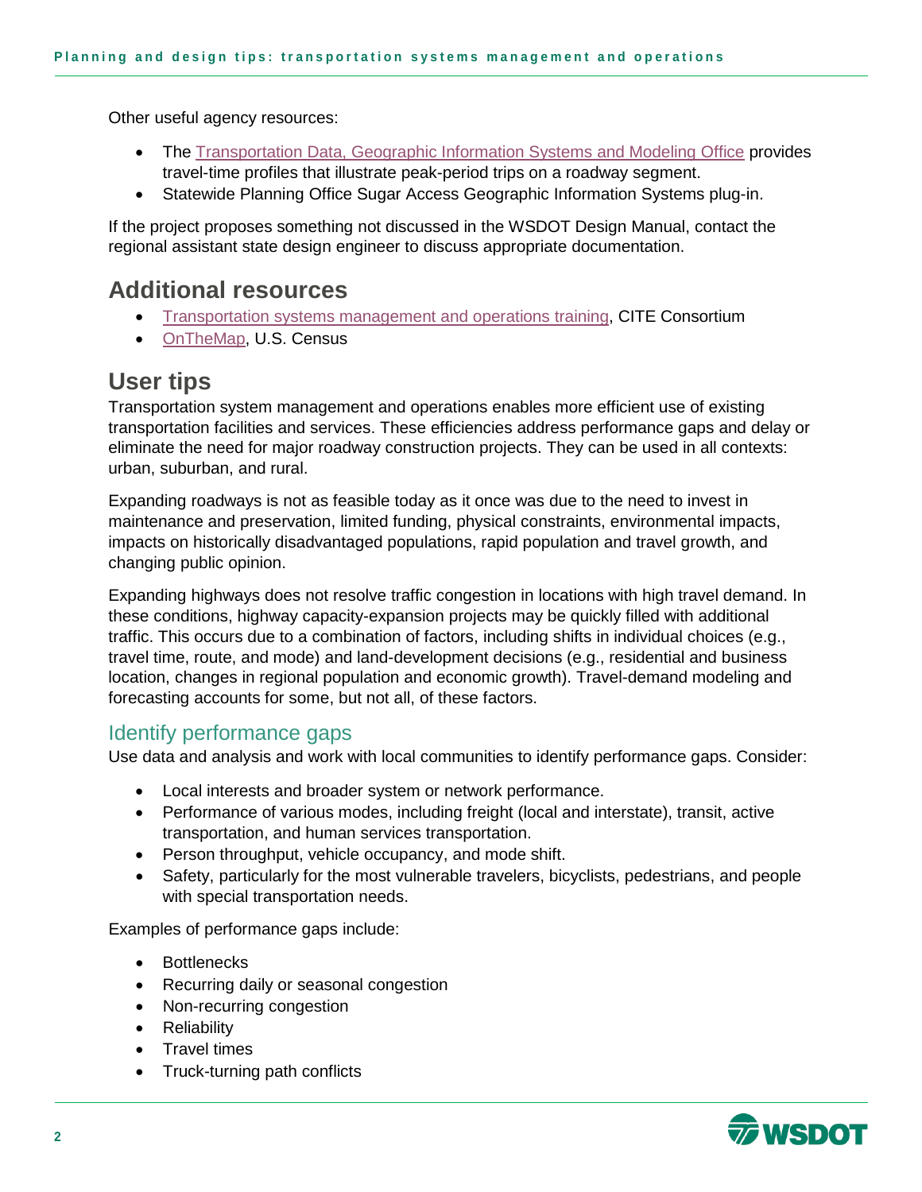Other useful agency resources:

- The Transportation Data, Geographic Information Systems and Modeling Office provides travel-time profiles that illustrate peak-period trips on a roadway segment.
- Statewide Planning Office Sugar Access Geographic Information Systems plug-in.

If the project proposes something not discussed in the WSDOT Design Manual, contact the regional assistant state design engineer to discuss appropriate documentation.

## Additional resources

- Transportation systems management and operations training, CITE Consortium
- OnTheMap, U.S. Census

## User tips

Transportation system management and operations enables more efficient use of existing transportation facilities and services. These efficiencies address performance gaps and delay or eliminate the need for major roadway construction projects. They can be used in all contexts: urban, suburban, and rural.

Expanding roadways is not as feasible today as it once was due to the need to invest in maintenance and preservation, limited funding, physical constraints, environmental impacts, impacts on historically disadvantaged populations, rapid population and travel growth, and changing public opinion.

Expanding highways does not resolve traffic congestion in locations with high travel demand. In these conditions, highway capacity-expansion projects may be quickly filled with additional traffic. This occurs due to a combination of factors, including shifts in individual choices (e.g., travel time, route, and mode) and land-development decisions (e.g., residential and business location, changes in regional population and economic growth). Travel-demand modeling and forecasting accounts for some, but not all, of these factors.

### Identify performance gaps

Use data and analysis and work with local communities to identify performance gaps. Consider:

- Local interests and broader system or network performance.
- Performance of various modes, including freight (local and interstate), transit, active transportation, and human services transportation.
- Person throughput, vehicle occupancy, and mode shift.
- Safety, particularly for the most vulnerable travelers, bicyclists, pedestrians, and people with special transportation needs.

Examples of performance gaps include:

- Bottlenecks
- Recurring daily or seasonal congestion
- Non-recurring congestion
- Reliability
- Travel times
- Truck-turning path conflicts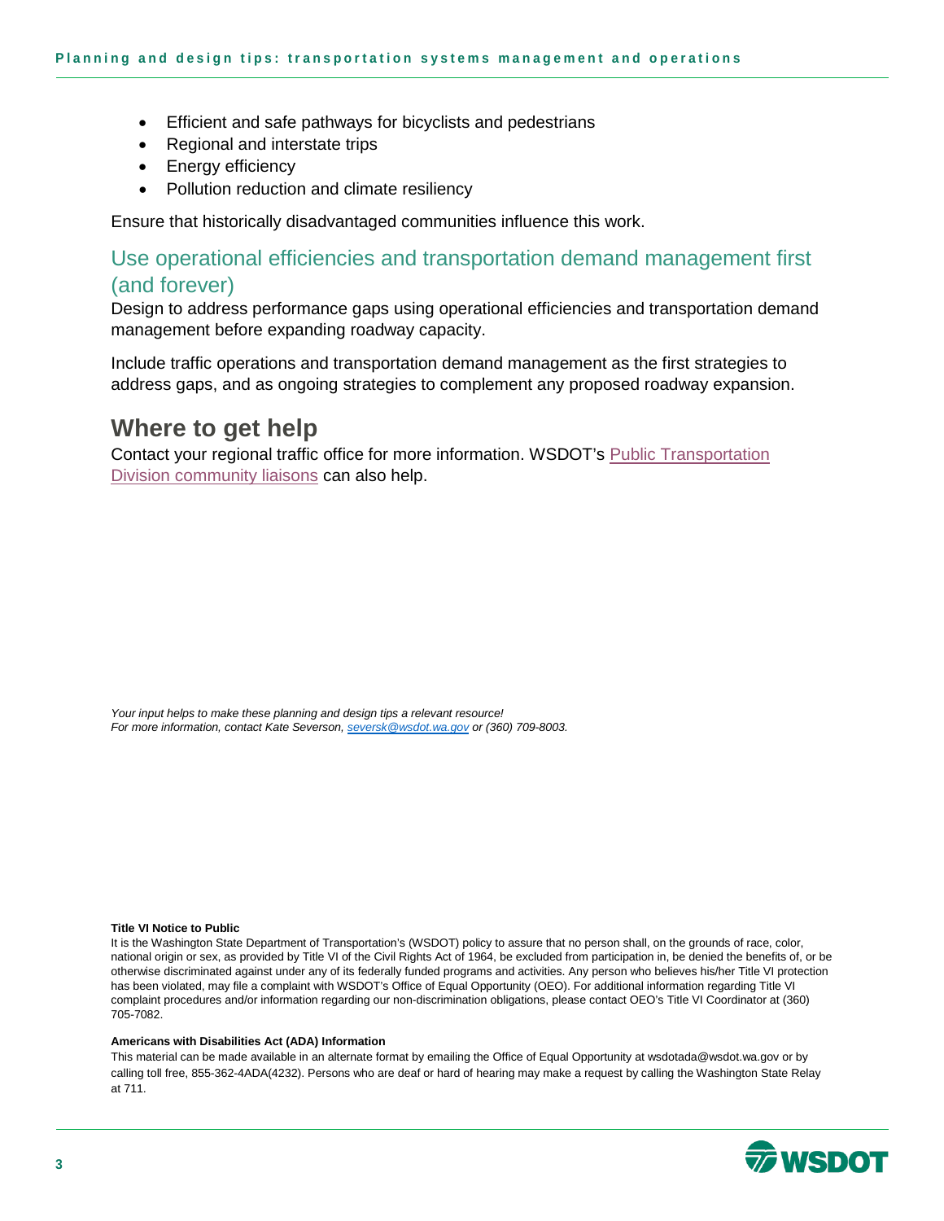- Efficient and safe pathways for bicyclists and pedestrians
- Regional and interstate trips
- Energy efficiency
- Pollution reduction and climate resiliency

Ensure that historically disadvantaged communities influence this work.

### Use operational efficiencies and transportation demand management first (and forever)

Design to address performance gaps using operational efficiencies and transportation demand management before expanding roadway capacity.

Include traffic operations and transportation demand management as the first strategies to address gaps, and as ongoing strategies to complement any proposed roadway expansion.

## Where to get help

Contact your regional traffic office for more information. WSDOT's [Public Transportation Division community liaisons]() can also help.

*Your input helps to make these planning and design tips a relevant resource!*
*For more information, contact Kate Severson, [seversk@wsdot.wa.gov](mailto:seversk@wsdot.wa.gov) or (360) 709-8003.*

**Title VI Notice to Public**

It is the Washington State Department of Transportation's (WSDOT) policy to assure that no person shall, on the grounds of race, color, national origin or sex, as provided by Title VI of the Civil Rights Act of 1964, be excluded from participation in, be denied the benefits of, or be otherwise discriminated against under any of its federally funded programs and activities. Any person who believes his/her Title VI protection has been violated, may file a complaint with WSDOT's Office of Equal Opportunity (OEO). For additional information regarding Title VI complaint procedures and/or information regarding our non-discrimination obligations, please contact OEO's Title VI Coordinator at (360) 705-7082.

**Americans with Disabilities Act (ADA) Information**

This material can be made available in an alternate format by emailing the Office of Equal Opportunity at wsdotada@wsdot.wa.gov or by calling toll free, 855-362-4ADA(4232). Persons who are deaf or hard of hearing may make a request by calling the Washington State Relay at 711.